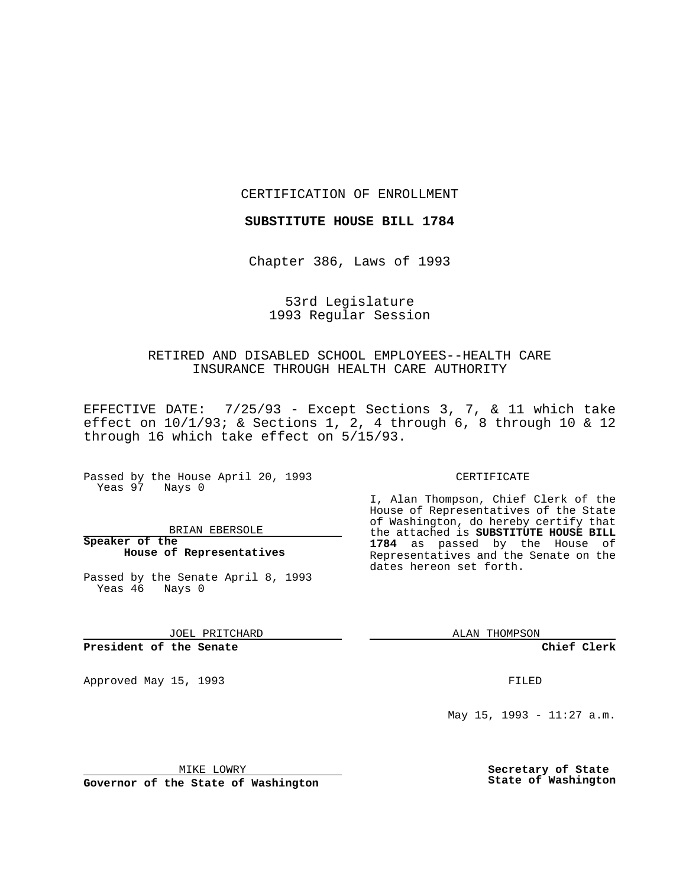CERTIFICATION OF ENROLLMENT

**SUBSTITUTE HOUSE BILL 1784**

Chapter 386, Laws of 1993

53rd Legislature
1993 Regular Session

RETIRED AND DISABLED SCHOOL EMPLOYEES--HEALTH CARE INSURANCE THROUGH HEALTH CARE AUTHORITY

EFFECTIVE DATE: 7/25/93 - Except Sections 3, 7, & 11 which take effect on 10/1/93; & Sections 1, 2, 4 through 6, 8 through 10 & 12 through 16 which take effect on 5/15/93.

Passed by the House April 20, 1993
Yeas 97 Nays 0

BRIAN EBERSOLE
**Speaker of the House of Representatives**

Passed by the Senate April 8, 1993
Yeas 46 Nays 0

JOEL PRITCHARD
**President of the Senate**

Approved May 15, 1993

MIKE LOWRY
**Governor of the State of Washington**

CERTIFICATE

I, Alan Thompson, Chief Clerk of the House of Representatives of the State of Washington, do hereby certify that the attached is **SUBSTITUTE HOUSE BILL 1784** as passed by the House of Representatives and the Senate on the dates hereon set forth.

ALAN THOMPSON
**Chief Clerk**

FILED

May 15, 1993 - 11:27 a.m.

**Secretary of State**
**State of Washington**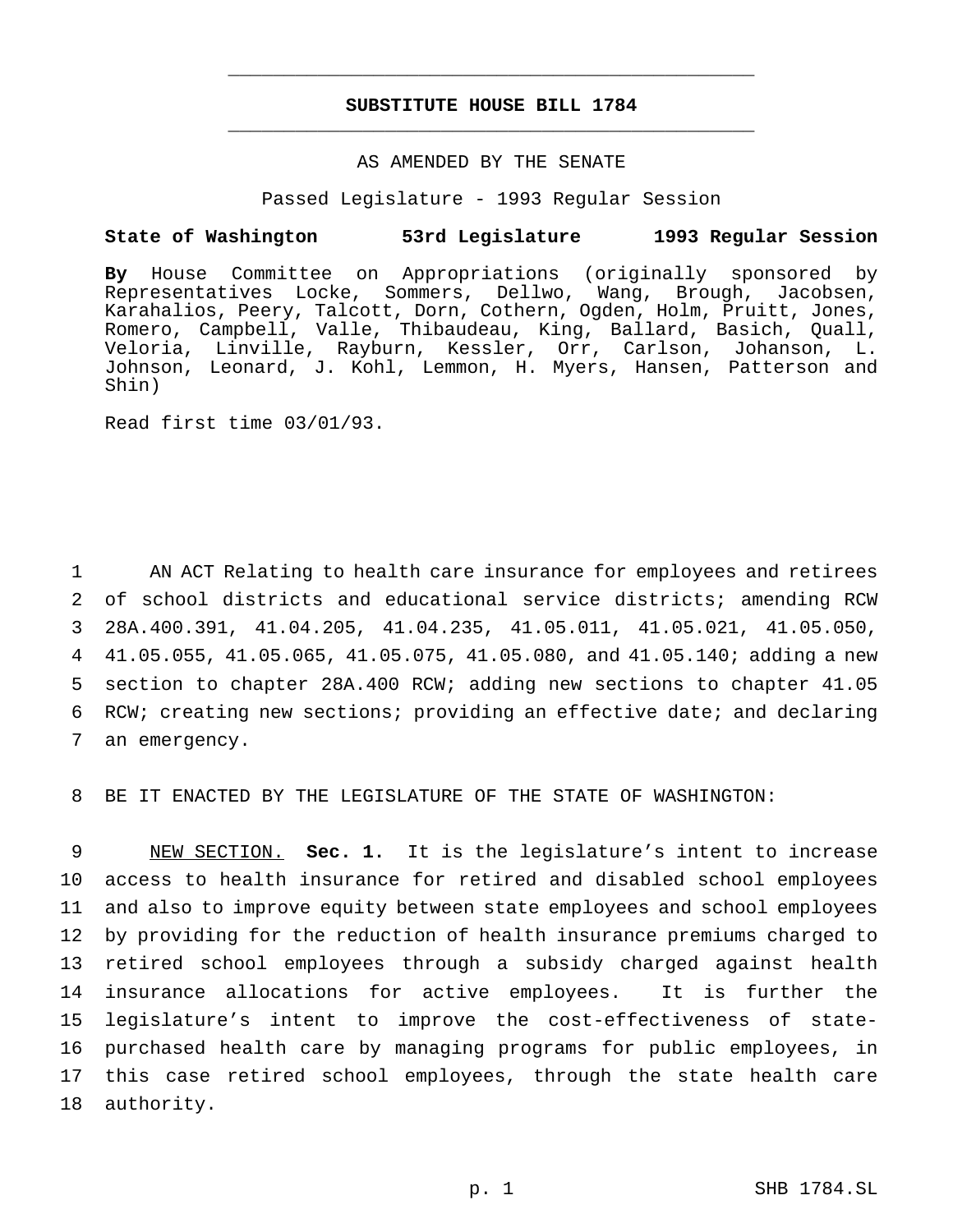# SUBSTITUTE HOUSE BILL 1784

AS AMENDED BY THE SENATE

Passed Legislature - 1993 Regular Session

**State of Washington 53rd Legislature 1993 Regular Session**

**By** House Committee on Appropriations (originally sponsored by Representatives Locke, Sommers, Dellwo, Wang, Brough, Jacobsen, Karahalios, Peery, Talcott, Dorn, Cothern, Ogden, Holm, Pruitt, Jones, Romero, Campbell, Valle, Thibaudeau, King, Ballard, Basich, Quall, Veloria, Linville, Rayburn, Kessler, Orr, Carlson, Johanson, L. Johnson, Leonard, J. Kohl, Lemmon, H. Myers, Hansen, Patterson and Shin)

Read first time 03/01/93.

1 AN ACT Relating to health care insurance for employees and retirees 2 of school districts and educational service districts; amending RCW 3 28A.400.391, 41.04.205, 41.04.235, 41.05.011, 41.05.021, 41.05.050, 4 41.05.055, 41.05.065, 41.05.075, 41.05.080, and 41.05.140; adding a new 5 section to chapter 28A.400 RCW; adding new sections to chapter 41.05 6 RCW; creating new sections; providing an effective date; and declaring 7 an emergency.

8 BE IT ENACTED BY THE LEGISLATURE OF THE STATE OF WASHINGTON:

9 NEW SECTION. **Sec. 1.** It is the legislature's intent to increase 10 access to health insurance for retired and disabled school employees 11 and also to improve equity between state employees and school employees 12 by providing for the reduction of health insurance premiums charged to 13 retired school employees through a subsidy charged against health 14 insurance allocations for active employees. It is further the 15 legislature's intent to improve the cost-effectiveness of state- 16 purchased health care by managing programs for public employees, in 17 this case retired school employees, through the state health care 18 authority.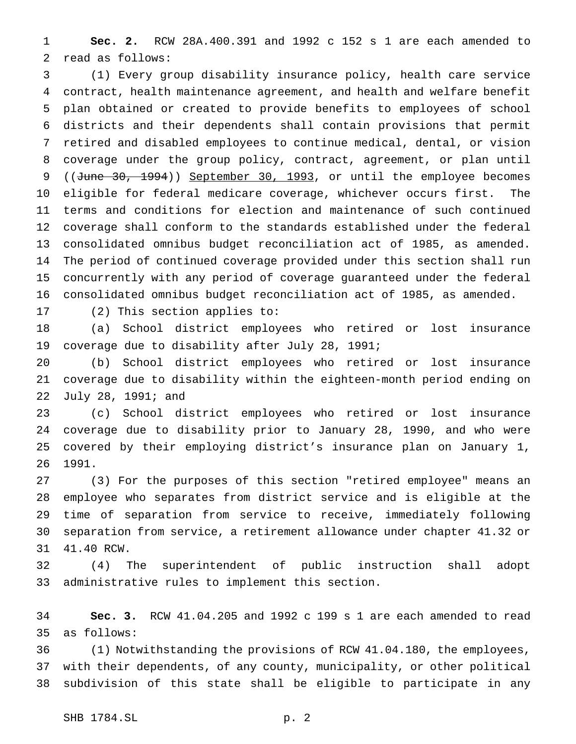**Sec. 2.** RCW 28A.400.391 and 1992 c 152 s 1 are each amended to read as follows:

(1) Every group disability insurance policy, health care service contract, health maintenance agreement, and health and welfare benefit plan obtained or created to provide benefits to employees of school districts and their dependents shall contain provisions that permit retired and disabled employees to continue medical, dental, or vision coverage under the group policy, contract, agreement, or plan until ((~~June 30, 1994~~)) <u>September 30, 1993</u>, or until the employee becomes eligible for federal medicare coverage, whichever occurs first. The terms and conditions for election and maintenance of such continued coverage shall conform to the standards established under the federal consolidated omnibus budget reconciliation act of 1985, as amended. The period of continued coverage provided under this section shall run concurrently with any period of coverage guaranteed under the federal consolidated omnibus budget reconciliation act of 1985, as amended.

(2) This section applies to:

(a) School district employees who retired or lost insurance coverage due to disability after July 28, 1991;

(b) School district employees who retired or lost insurance coverage due to disability within the eighteen-month period ending on July 28, 1991; and

(c) School district employees who retired or lost insurance coverage due to disability prior to January 28, 1990, and who were covered by their employing district's insurance plan on January 1, 1991.

(3) For the purposes of this section "retired employee" means an employee who separates from district service and is eligible at the time of separation from service to receive, immediately following separation from service, a retirement allowance under chapter 41.32 or 41.40 RCW.

(4) The superintendent of public instruction shall adopt administrative rules to implement this section.

**Sec. 3.** RCW 41.04.205 and 1992 c 199 s 1 are each amended to read as follows:

(1) Notwithstanding the provisions of RCW 41.04.180, the employees, with their dependents, of any county, municipality, or other political subdivision of this state shall be eligible to participate in any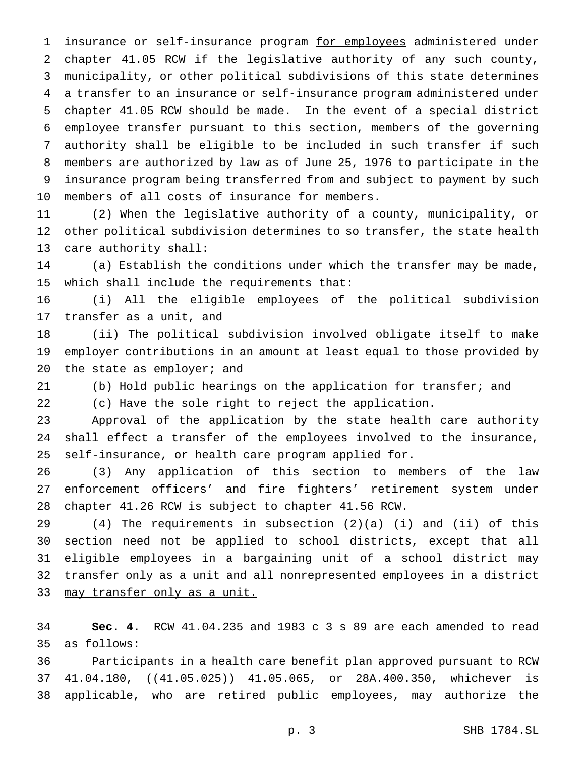insurance or self-insurance program for employees administered under chapter 41.05 RCW if the legislative authority of any such county, municipality, or other political subdivisions of this state determines a transfer to an insurance or self-insurance program administered under chapter 41.05 RCW should be made. In the event of a special district employee transfer pursuant to this section, members of the governing authority shall be eligible to be included in such transfer if such members are authorized by law as of June 25, 1976 to participate in the insurance program being transferred from and subject to payment by such members of all costs of insurance for members.

(2) When the legislative authority of a county, municipality, or other political subdivision determines to so transfer, the state health care authority shall:

(a) Establish the conditions under which the transfer may be made, which shall include the requirements that:

(i) All the eligible employees of the political subdivision transfer as a unit, and

(ii) The political subdivision involved obligate itself to make employer contributions in an amount at least equal to those provided by the state as employer; and

(b) Hold public hearings on the application for transfer; and

(c) Have the sole right to reject the application.

Approval of the application by the state health care authority shall effect a transfer of the employees involved to the insurance, self-insurance, or health care program applied for.

(3) Any application of this section to members of the law enforcement officers' and fire fighters' retirement system under chapter 41.26 RCW is subject to chapter 41.56 RCW.

(4) The requirements in subsection (2)(a) (i) and (ii) of this section need not be applied to school districts, except that all eligible employees in a bargaining unit of a school district may transfer only as a unit and all nonrepresented employees in a district may transfer only as a unit.

**Sec. 4.** RCW 41.04.235 and 1983 c 3 s 89 are each amended to read as follows:

Participants in a health care benefit plan approved pursuant to RCW 41.04.180, ((~~41.05.025~~)) 41.05.065, or 28A.400.350, whichever is applicable, who are retired public employees, may authorize the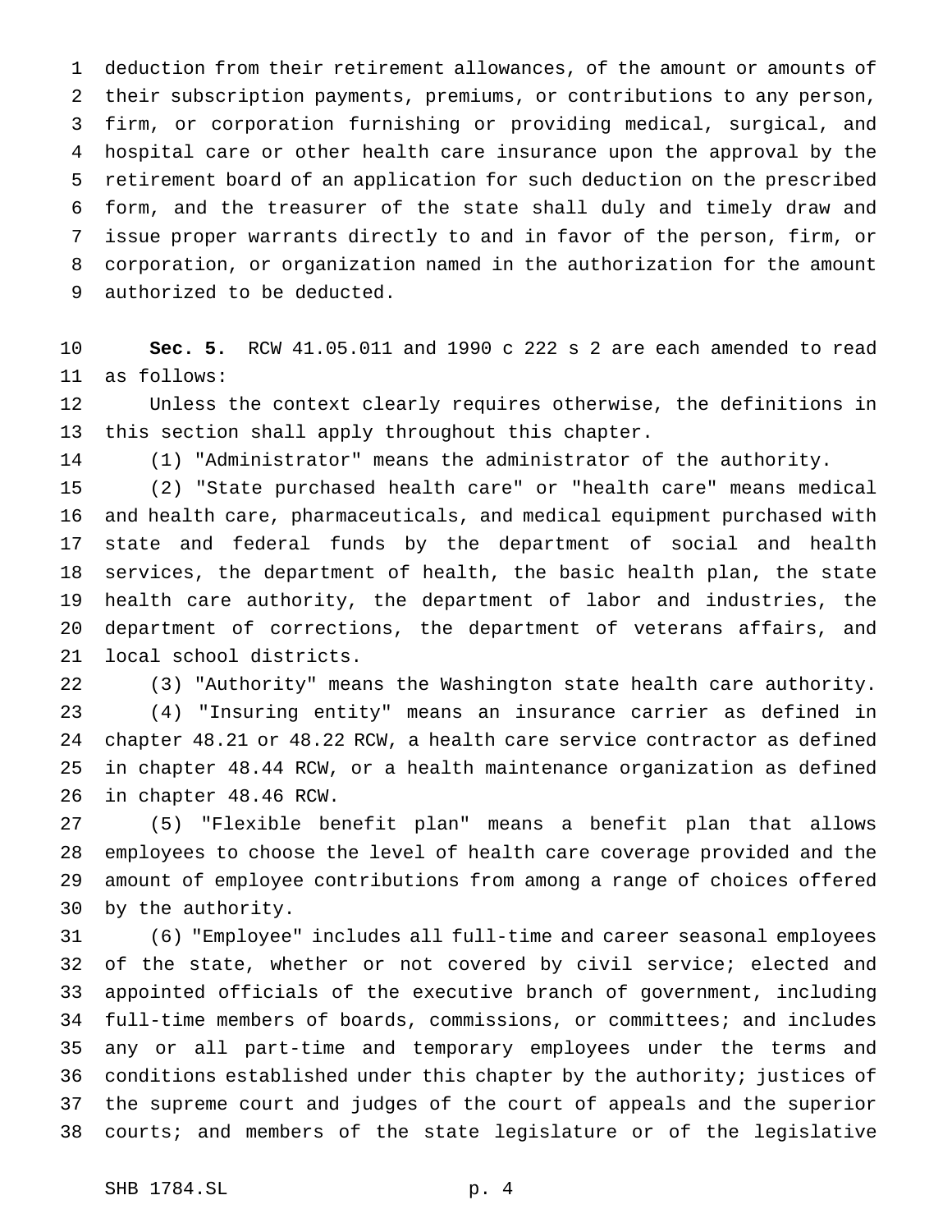deduction from their retirement allowances, of the amount or amounts of their subscription payments, premiums, or contributions to any person, firm, or corporation furnishing or providing medical, surgical, and hospital care or other health care insurance upon the approval by the retirement board of an application for such deduction on the prescribed form, and the treasurer of the state shall duly and timely draw and issue proper warrants directly to and in favor of the person, firm, or corporation, or organization named in the authorization for the amount authorized to be deducted.

**Sec. 5.** RCW 41.05.011 and 1990 c 222 s 2 are each amended to read as follows:

Unless the context clearly requires otherwise, the definitions in this section shall apply throughout this chapter.

(1) "Administrator" means the administrator of the authority.

(2) "State purchased health care" or "health care" means medical and health care, pharmaceuticals, and medical equipment purchased with state and federal funds by the department of social and health services, the department of health, the basic health plan, the state health care authority, the department of labor and industries, the department of corrections, the department of veterans affairs, and local school districts.

(3) "Authority" means the Washington state health care authority.

(4) "Insuring entity" means an insurance carrier as defined in chapter 48.21 or 48.22 RCW, a health care service contractor as defined in chapter 48.44 RCW, or a health maintenance organization as defined in chapter 48.46 RCW.

(5) "Flexible benefit plan" means a benefit plan that allows employees to choose the level of health care coverage provided and the amount of employee contributions from among a range of choices offered by the authority.

(6) "Employee" includes all full-time and career seasonal employees of the state, whether or not covered by civil service; elected and appointed officials of the executive branch of government, including full-time members of boards, commissions, or committees; and includes any or all part-time and temporary employees under the terms and conditions established under this chapter by the authority; justices of the supreme court and judges of the court of appeals and the superior courts; and members of the state legislature or of the legislative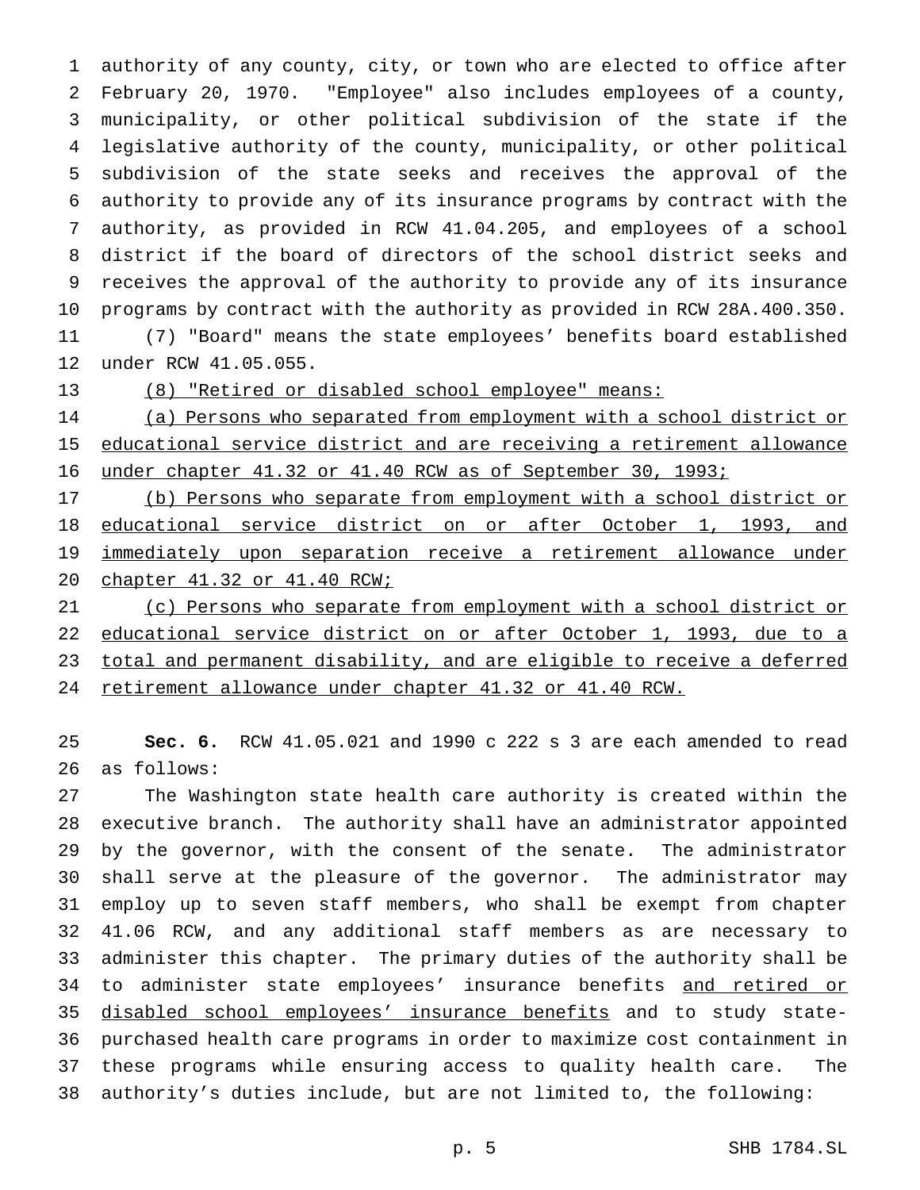authority of any county, city, or town who are elected to office after February 20, 1970. "Employee" also includes employees of a county, municipality, or other political subdivision of the state if the legislative authority of the county, municipality, or other political subdivision of the state seeks and receives the approval of the authority to provide any of its insurance programs by contract with the authority, as provided in RCW 41.04.205, and employees of a school district if the board of directors of the school district seeks and receives the approval of the authority to provide any of its insurance programs by contract with the authority as provided in RCW 28A.400.350.

(7) "Board" means the state employees' benefits board established under RCW 41.05.055.

<u>(8) "Retired or disabled school employee" means:</u>

<u>(a) Persons who separated from employment with a school district or educational service district and are receiving a retirement allowance under chapter 41.32 or 41.40 RCW as of September 30, 1993;</u>

<u>(b) Persons who separate from employment with a school district or educational service district on or after October 1, 1993, and immediately upon separation receive a retirement allowance under chapter 41.32 or 41.40 RCW;</u>

<u>(c) Persons who separate from employment with a school district or educational service district on or after October 1, 1993, due to a total and permanent disability, and are eligible to receive a deferred retirement allowance under chapter 41.32 or 41.40 RCW.</u>

**Sec. 6.** RCW 41.05.021 and 1990 c 222 s 3 are each amended to read as follows:

The Washington state health care authority is created within the executive branch. The authority shall have an administrator appointed by the governor, with the consent of the senate. The administrator shall serve at the pleasure of the governor. The administrator may employ up to seven staff members, who shall be exempt from chapter 41.06 RCW, and any additional staff members as are necessary to administer this chapter. The primary duties of the authority shall be to administer state employees' insurance benefits <u>and retired or disabled school employees' insurance benefits</u> and to study state-purchased health care programs in order to maximize cost containment in these programs while ensuring access to quality health care. The authority's duties include, but are not limited to, the following: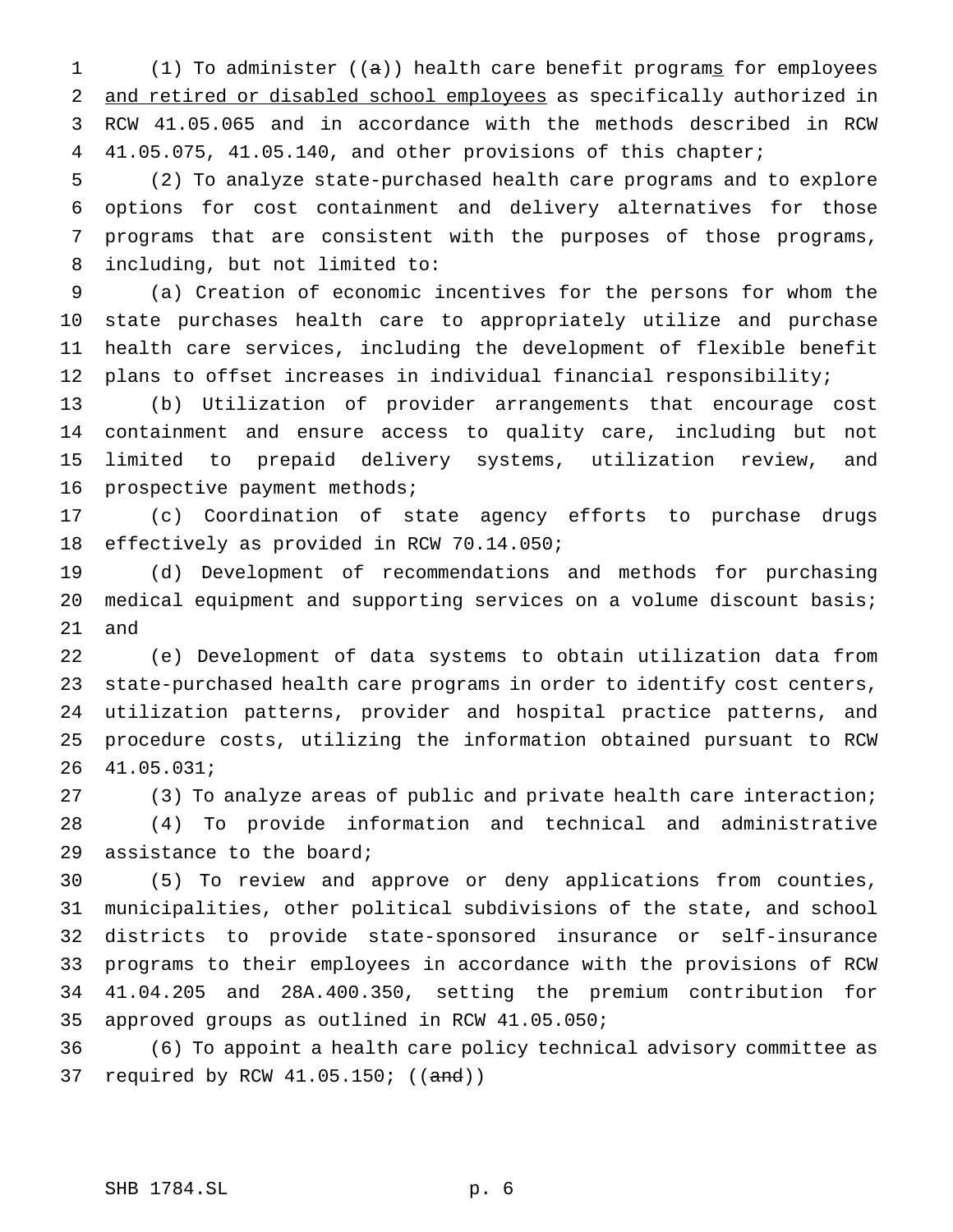(1) To administer ((a)) health care benefit programs for employees and retired or disabled school employees as specifically authorized in RCW 41.05.065 and in accordance with the methods described in RCW 41.05.075, 41.05.140, and other provisions of this chapter;

(2) To analyze state-purchased health care programs and to explore options for cost containment and delivery alternatives for those programs that are consistent with the purposes of those programs, including, but not limited to:

(a) Creation of economic incentives for the persons for whom the state purchases health care to appropriately utilize and purchase health care services, including the development of flexible benefit plans to offset increases in individual financial responsibility;

(b) Utilization of provider arrangements that encourage cost containment and ensure access to quality care, including but not limited to prepaid delivery systems, utilization review, and prospective payment methods;

(c) Coordination of state agency efforts to purchase drugs effectively as provided in RCW 70.14.050;

(d) Development of recommendations and methods for purchasing medical equipment and supporting services on a volume discount basis; and

(e) Development of data systems to obtain utilization data from state-purchased health care programs in order to identify cost centers, utilization patterns, provider and hospital practice patterns, and procedure costs, utilizing the information obtained pursuant to RCW 41.05.031;

(3) To analyze areas of public and private health care interaction;

(4) To provide information and technical and administrative assistance to the board;

(5) To review and approve or deny applications from counties, municipalities, other political subdivisions of the state, and school districts to provide state-sponsored insurance or self-insurance programs to their employees in accordance with the provisions of RCW 41.04.205 and 28A.400.350, setting the premium contribution for approved groups as outlined in RCW 41.05.050;

(6) To appoint a health care policy technical advisory committee as required by RCW 41.05.150; ((and))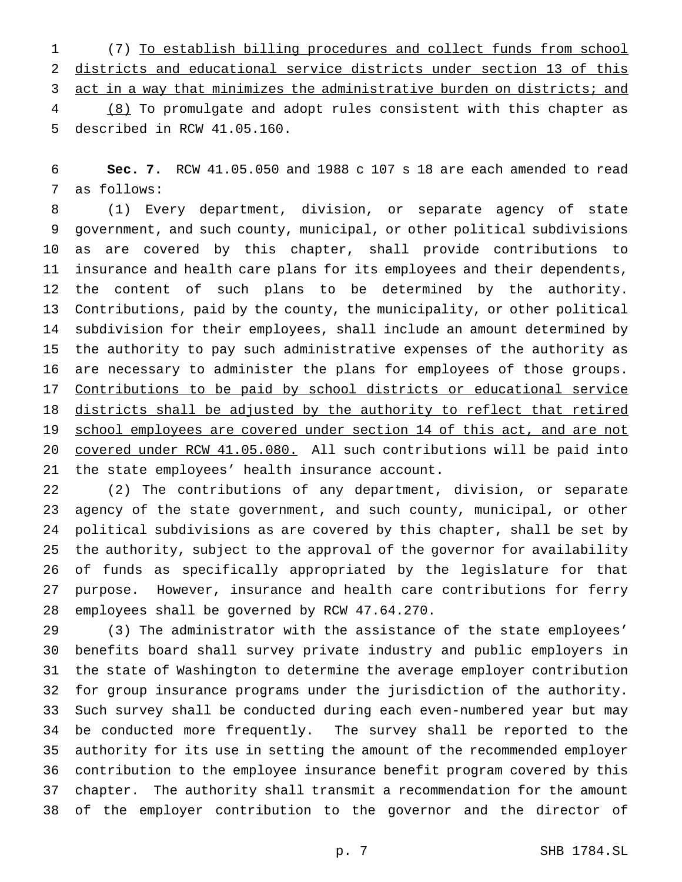(7) To establish billing procedures and collect funds from school districts and educational service districts under section 13 of this act in a way that minimizes the administrative burden on districts; and

(8) To promulgate and adopt rules consistent with this chapter as described in RCW 41.05.160.

**Sec. 7.** RCW 41.05.050 and 1988 c 107 s 18 are each amended to read as follows:

(1) Every department, division, or separate agency of state government, and such county, municipal, or other political subdivisions as are covered by this chapter, shall provide contributions to insurance and health care plans for its employees and their dependents, the content of such plans to be determined by the authority. Contributions, paid by the county, the municipality, or other political subdivision for their employees, shall include an amount determined by the authority to pay such administrative expenses of the authority as are necessary to administer the plans for employees of those groups. Contributions to be paid by school districts or educational service districts shall be adjusted by the authority to reflect that retired school employees are covered under section 14 of this act, and are not covered under RCW 41.05.080. All such contributions will be paid into the state employees' health insurance account.

(2) The contributions of any department, division, or separate agency of the state government, and such county, municipal, or other political subdivisions as are covered by this chapter, shall be set by the authority, subject to the approval of the governor for availability of funds as specifically appropriated by the legislature for that purpose. However, insurance and health care contributions for ferry employees shall be governed by RCW 47.64.270.

(3) The administrator with the assistance of the state employees' benefits board shall survey private industry and public employers in the state of Washington to determine the average employer contribution for group insurance programs under the jurisdiction of the authority. Such survey shall be conducted during each even-numbered year but may be conducted more frequently. The survey shall be reported to the authority for its use in setting the amount of the recommended employer contribution to the employee insurance benefit program covered by this chapter. The authority shall transmit a recommendation for the amount of the employer contribution to the governor and the director of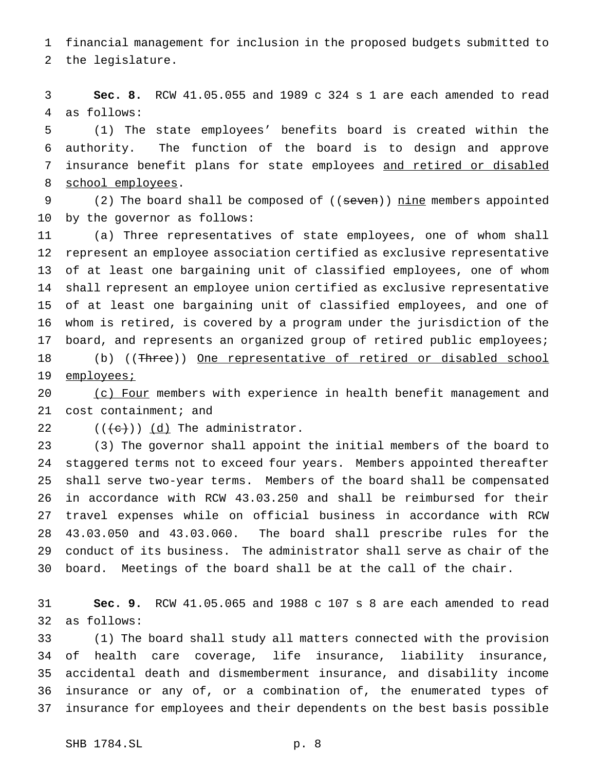financial management for inclusion in the proposed budgets submitted to the legislature.

**Sec. 8.** RCW 41.05.055 and 1989 c 324 s 1 are each amended to read as follows:

(1) The state employees' benefits board is created within the authority. The function of the board is to design and approve insurance benefit plans for state employees <u>and retired or disabled school employees</u>.

(2) The board shall be composed of ((~~seven~~)) <u>nine</u> members appointed by the governor as follows:

(a) Three representatives of state employees, one of whom shall represent an employee association certified as exclusive representative of at least one bargaining unit of classified employees, one of whom shall represent an employee union certified as exclusive representative of at least one bargaining unit of classified employees, and one of whom is retired, is covered by a program under the jurisdiction of the board, and represents an organized group of retired public employees;

(b) ((~~Three~~)) <u>One representative of retired or disabled school employees;</u>

<u>(c) Four</u> members with experience in health benefit management and cost containment; and

((~~(c)~~)) <u>(d)</u> The administrator.

(3) The governor shall appoint the initial members of the board to staggered terms not to exceed four years. Members appointed thereafter shall serve two-year terms. Members of the board shall be compensated in accordance with RCW 43.03.250 and shall be reimbursed for their travel expenses while on official business in accordance with RCW 43.03.050 and 43.03.060. The board shall prescribe rules for the conduct of its business. The administrator shall serve as chair of the board. Meetings of the board shall be at the call of the chair.

**Sec. 9.** RCW 41.05.065 and 1988 c 107 s 8 are each amended to read as follows:

(1) The board shall study all matters connected with the provision of health care coverage, life insurance, liability insurance, accidental death and dismemberment insurance, and disability income insurance or any of, or a combination of, the enumerated types of insurance for employees and their dependents on the best basis possible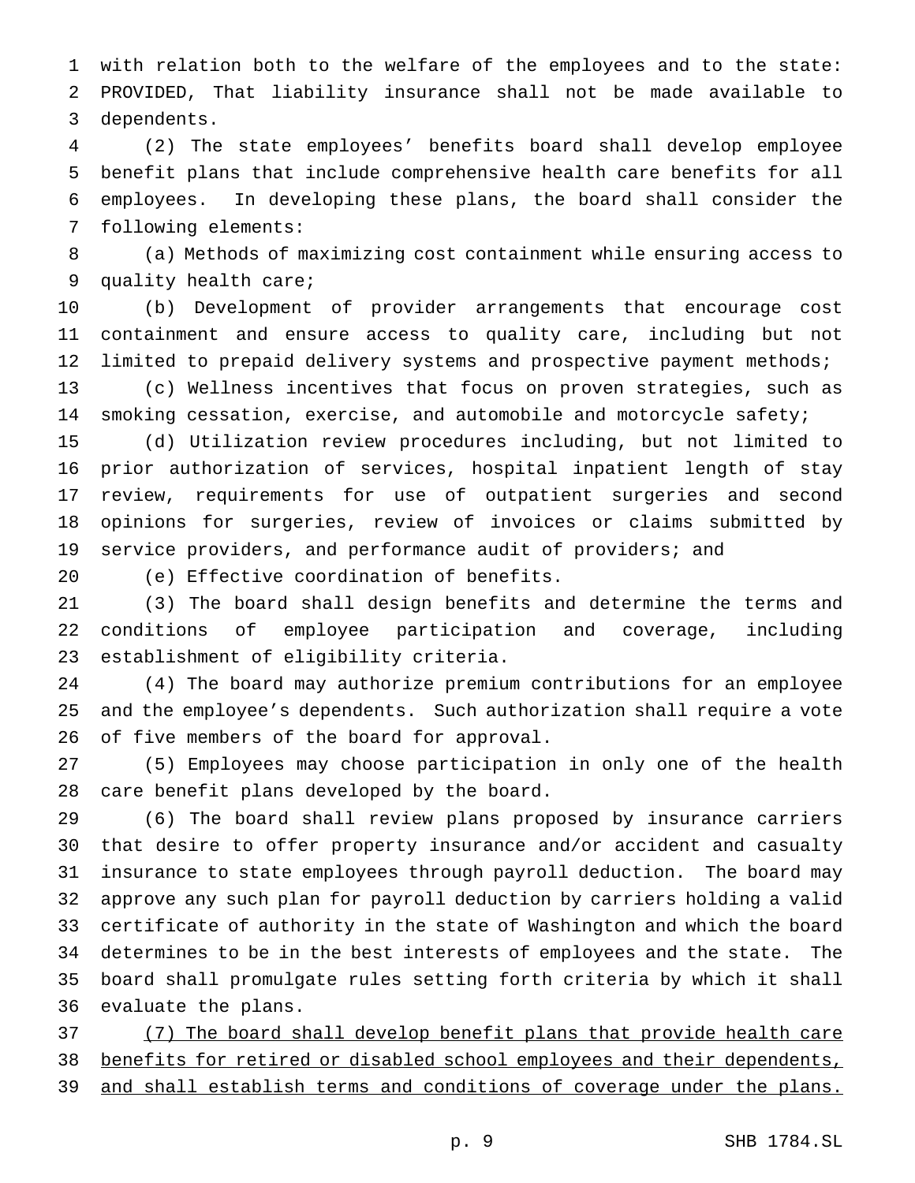with relation both to the welfare of the employees and to the state: PROVIDED, That liability insurance shall not be made available to dependents.

(2) The state employees' benefits board shall develop employee benefit plans that include comprehensive health care benefits for all employees. In developing these plans, the board shall consider the following elements:

(a) Methods of maximizing cost containment while ensuring access to quality health care;

(b) Development of provider arrangements that encourage cost containment and ensure access to quality care, including but not limited to prepaid delivery systems and prospective payment methods;

(c) Wellness incentives that focus on proven strategies, such as smoking cessation, exercise, and automobile and motorcycle safety;

(d) Utilization review procedures including, but not limited to prior authorization of services, hospital inpatient length of stay review, requirements for use of outpatient surgeries and second opinions for surgeries, review of invoices or claims submitted by service providers, and performance audit of providers; and

(e) Effective coordination of benefits.

(3) The board shall design benefits and determine the terms and conditions of employee participation and coverage, including establishment of eligibility criteria.

(4) The board may authorize premium contributions for an employee and the employee's dependents. Such authorization shall require a vote of five members of the board for approval.

(5) Employees may choose participation in only one of the health care benefit plans developed by the board.

(6) The board shall review plans proposed by insurance carriers that desire to offer property insurance and/or accident and casualty insurance to state employees through payroll deduction. The board may approve any such plan for payroll deduction by carriers holding a valid certificate of authority in the state of Washington and which the board determines to be in the best interests of employees and the state. The board shall promulgate rules setting forth criteria by which it shall evaluate the plans.

<u>(7) The board shall develop benefit plans that provide health care benefits for retired or disabled school employees and their dependents, and shall establish terms and conditions of coverage under the plans.</u>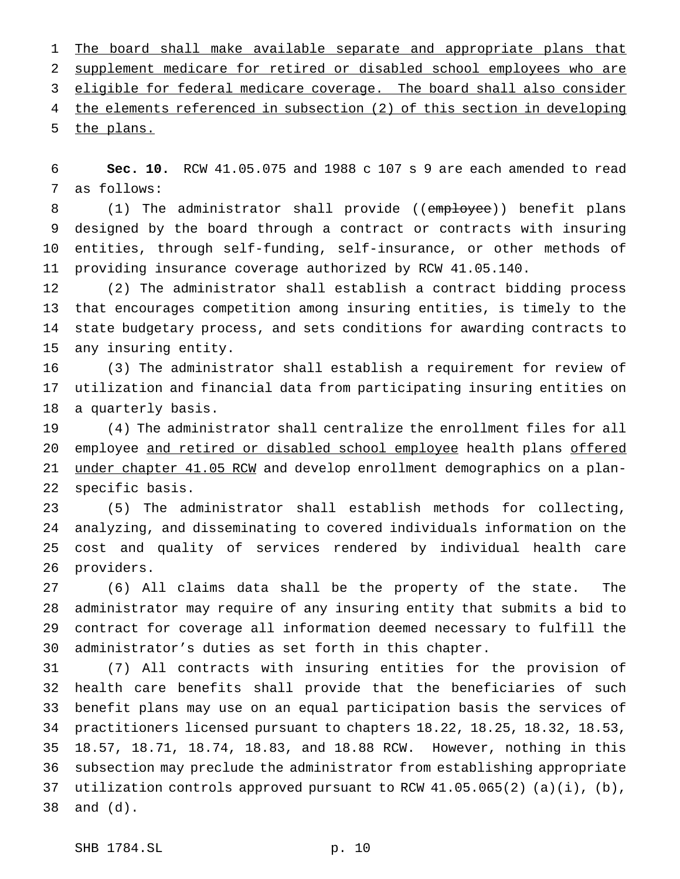The board shall make available separate and appropriate plans that supplement medicare for retired or disabled school employees who are eligible for federal medicare coverage. The board shall also consider the elements referenced in subsection (2) of this section in developing the plans.

**Sec. 10.** RCW 41.05.075 and 1988 c 107 s 9 are each amended to read as follows:

(1) The administrator shall provide ((~~employee~~)) benefit plans designed by the board through a contract or contracts with insuring entities, through self-funding, self-insurance, or other methods of providing insurance coverage authorized by RCW 41.05.140.

(2) The administrator shall establish a contract bidding process that encourages competition among insuring entities, is timely to the state budgetary process, and sets conditions for awarding contracts to any insuring entity.

(3) The administrator shall establish a requirement for review of utilization and financial data from participating insuring entities on a quarterly basis.

(4) The administrator shall centralize the enrollment files for all employee and retired or disabled school employee health plans offered under chapter 41.05 RCW and develop enrollment demographics on a plan-specific basis.

(5) The administrator shall establish methods for collecting, analyzing, and disseminating to covered individuals information on the cost and quality of services rendered by individual health care providers.

(6) All claims data shall be the property of the state. The administrator may require of any insuring entity that submits a bid to contract for coverage all information deemed necessary to fulfill the administrator's duties as set forth in this chapter.

(7) All contracts with insuring entities for the provision of health care benefits shall provide that the beneficiaries of such benefit plans may use on an equal participation basis the services of practitioners licensed pursuant to chapters 18.22, 18.25, 18.32, 18.53, 18.57, 18.71, 18.74, 18.83, and 18.88 RCW. However, nothing in this subsection may preclude the administrator from establishing appropriate utilization controls approved pursuant to RCW 41.05.065(2) (a)(i), (b), and (d).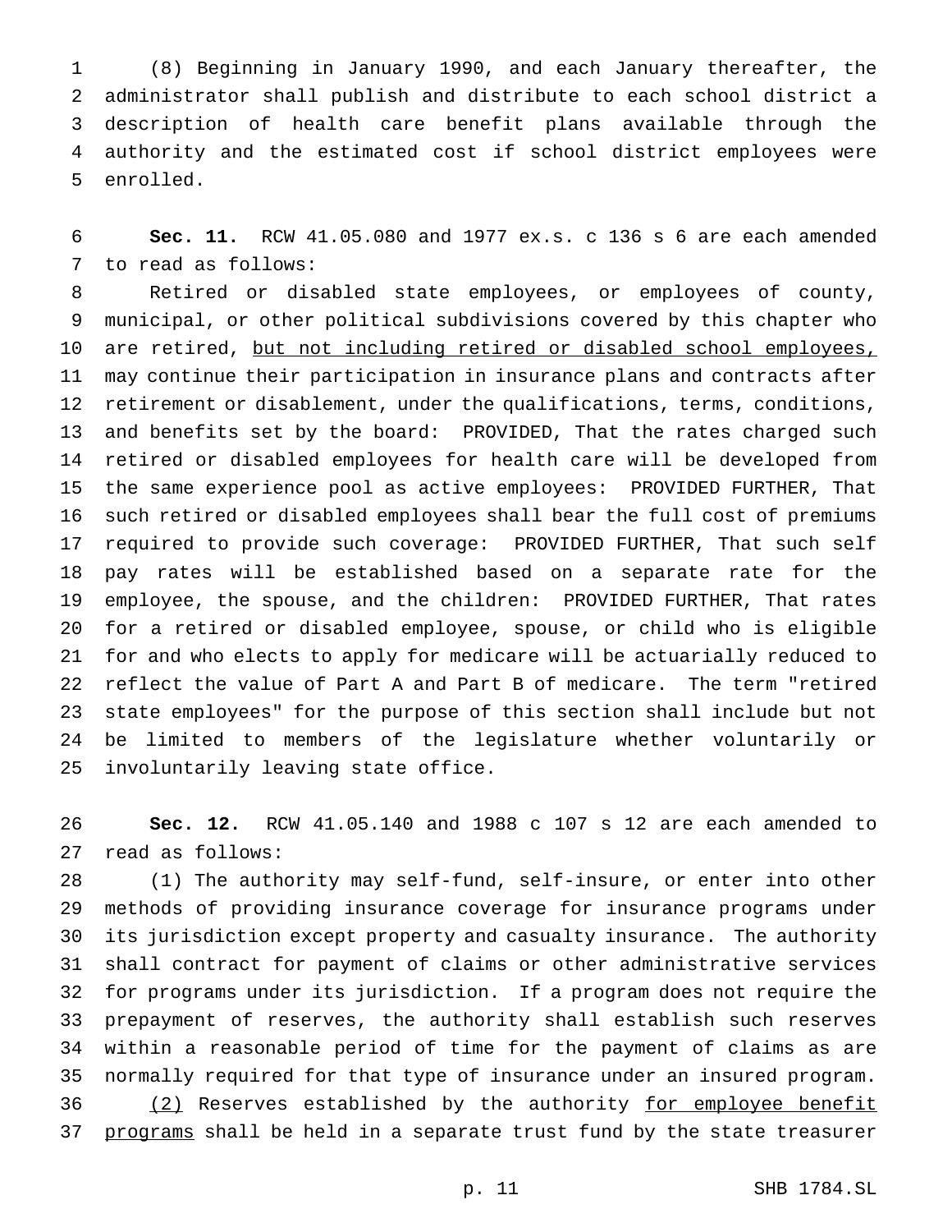(8) Beginning in January 1990, and each January thereafter, the administrator shall publish and distribute to each school district a description of health care benefit plans available through the authority and the estimated cost if school district employees were enrolled.

**Sec. 11.** RCW 41.05.080 and 1977 ex.s. c 136 s 6 are each amended to read as follows:

Retired or disabled state employees, or employees of county, municipal, or other political subdivisions covered by this chapter who are retired, <u>but not including retired or disabled school employees,</u> may continue their participation in insurance plans and contracts after retirement or disablement, under the qualifications, terms, conditions, and benefits set by the board: PROVIDED, That the rates charged such retired or disabled employees for health care will be developed from the same experience pool as active employees: PROVIDED FURTHER, That such retired or disabled employees shall bear the full cost of premiums required to provide such coverage: PROVIDED FURTHER, That such self pay rates will be established based on a separate rate for the employee, the spouse, and the children: PROVIDED FURTHER, That rates for a retired or disabled employee, spouse, or child who is eligible for and who elects to apply for medicare will be actuarially reduced to reflect the value of Part A and Part B of medicare. The term "retired state employees" for the purpose of this section shall include but not be limited to members of the legislature whether voluntarily or involuntarily leaving state office.

**Sec. 12.** RCW 41.05.140 and 1988 c 107 s 12 are each amended to read as follows:

(1) The authority may self-fund, self-insure, or enter into other methods of providing insurance coverage for insurance programs under its jurisdiction except property and casualty insurance. The authority shall contract for payment of claims or other administrative services for programs under its jurisdiction. If a program does not require the prepayment of reserves, the authority shall establish such reserves within a reasonable period of time for the payment of claims as are normally required for that type of insurance under an insured program.

<u>(2)</u> Reserves established by the authority <u>for employee benefit programs</u> shall be held in a separate trust fund by the state treasurer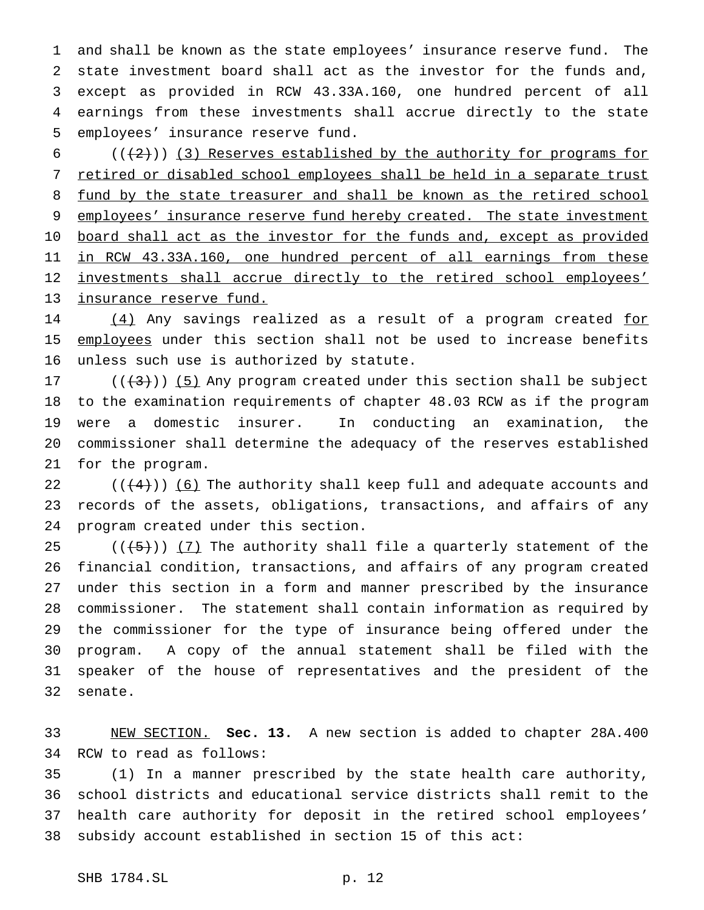and shall be known as the state employees' insurance reserve fund. The state investment board shall act as the investor for the funds and, except as provided in RCW 43.33A.160, one hundred percent of all earnings from these investments shall accrue directly to the state employees' insurance reserve fund.

(((2))) (3) Reserves established by the authority for programs for retired or disabled school employees shall be held in a separate trust fund by the state treasurer and shall be known as the retired school employees' insurance reserve fund hereby created. The state investment board shall act as the investor for the funds and, except as provided in RCW 43.33A.160, one hundred percent of all earnings from these investments shall accrue directly to the retired school employees' insurance reserve fund.

(4) Any savings realized as a result of a program created for employees under this section shall not be used to increase benefits unless such use is authorized by statute.

(((3))) (5) Any program created under this section shall be subject to the examination requirements of chapter 48.03 RCW as if the program were a domestic insurer. In conducting an examination, the commissioner shall determine the adequacy of the reserves established for the program.

(((4))) (6) The authority shall keep full and adequate accounts and records of the assets, obligations, transactions, and affairs of any program created under this section.

(((5))) (7) The authority shall file a quarterly statement of the financial condition, transactions, and affairs of any program created under this section in a form and manner prescribed by the insurance commissioner. The statement shall contain information as required by the commissioner for the type of insurance being offered under the program. A copy of the annual statement shall be filed with the speaker of the house of representatives and the president of the senate.

NEW SECTION. **Sec. 13.** A new section is added to chapter 28A.400 RCW to read as follows:

(1) In a manner prescribed by the state health care authority, school districts and educational service districts shall remit to the health care authority for deposit in the retired school employees' subsidy account established in section 15 of this act: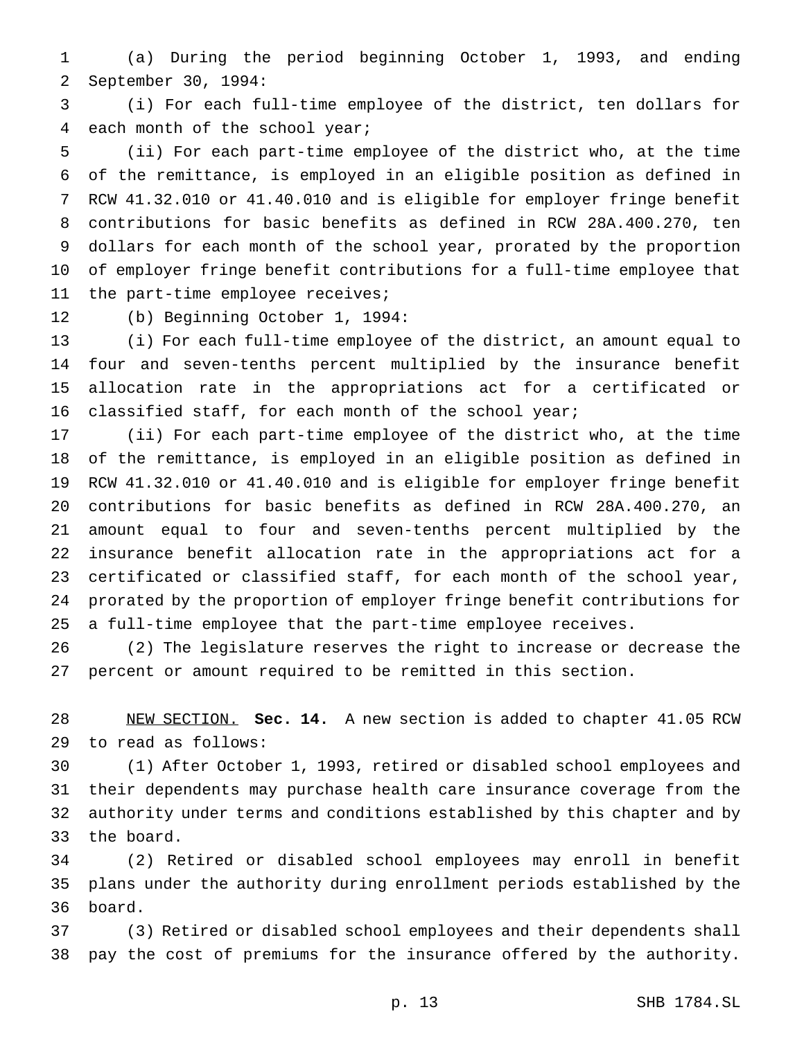(a) During the period beginning October 1, 1993, and ending September 30, 1994:

(i) For each full-time employee of the district, ten dollars for each month of the school year;

(ii) For each part-time employee of the district who, at the time of the remittance, is employed in an eligible position as defined in RCW 41.32.010 or 41.40.010 and is eligible for employer fringe benefit contributions for basic benefits as defined in RCW 28A.400.270, ten dollars for each month of the school year, prorated by the proportion of employer fringe benefit contributions for a full-time employee that the part-time employee receives;

(b) Beginning October 1, 1994:

(i) For each full-time employee of the district, an amount equal to four and seven-tenths percent multiplied by the insurance benefit allocation rate in the appropriations act for a certificated or classified staff, for each month of the school year;

(ii) For each part-time employee of the district who, at the time of the remittance, is employed in an eligible position as defined in RCW 41.32.010 or 41.40.010 and is eligible for employer fringe benefit contributions for basic benefits as defined in RCW 28A.400.270, an amount equal to four and seven-tenths percent multiplied by the insurance benefit allocation rate in the appropriations act for a certificated or classified staff, for each month of the school year, prorated by the proportion of employer fringe benefit contributions for a full-time employee that the part-time employee receives.

(2) The legislature reserves the right to increase or decrease the percent or amount required to be remitted in this section.

NEW SECTION. **Sec. 14.** A new section is added to chapter 41.05 RCW to read as follows:

(1) After October 1, 1993, retired or disabled school employees and their dependents may purchase health care insurance coverage from the authority under terms and conditions established by this chapter and by the board.

(2) Retired or disabled school employees may enroll in benefit plans under the authority during enrollment periods established by the board.

(3) Retired or disabled school employees and their dependents shall pay the cost of premiums for the insurance offered by the authority.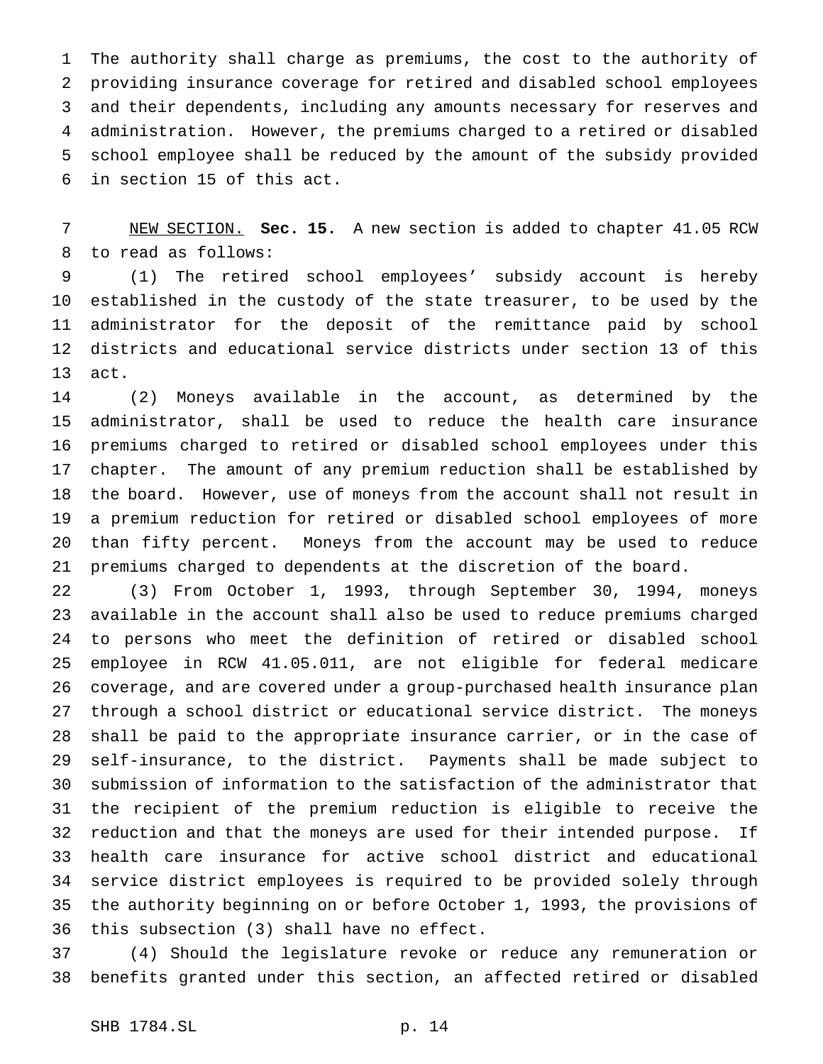The authority shall charge as premiums, the cost to the authority of providing insurance coverage for retired and disabled school employees and their dependents, including any amounts necessary for reserves and administration. However, the premiums charged to a retired or disabled school employee shall be reduced by the amount of the subsidy provided in section 15 of this act.

NEW SECTION. **Sec. 15.** A new section is added to chapter 41.05 RCW to read as follows:

(1) The retired school employees' subsidy account is hereby established in the custody of the state treasurer, to be used by the administrator for the deposit of the remittance paid by school districts and educational service districts under section 13 of this act.

(2) Moneys available in the account, as determined by the administrator, shall be used to reduce the health care insurance premiums charged to retired or disabled school employees under this chapter. The amount of any premium reduction shall be established by the board. However, use of moneys from the account shall not result in a premium reduction for retired or disabled school employees of more than fifty percent. Moneys from the account may be used to reduce premiums charged to dependents at the discretion of the board.

(3) From October 1, 1993, through September 30, 1994, moneys available in the account shall also be used to reduce premiums charged to persons who meet the definition of retired or disabled school employee in RCW 41.05.011, are not eligible for federal medicare coverage, and are covered under a group-purchased health insurance plan through a school district or educational service district. The moneys shall be paid to the appropriate insurance carrier, or in the case of self-insurance, to the district. Payments shall be made subject to submission of information to the satisfaction of the administrator that the recipient of the premium reduction is eligible to receive the reduction and that the moneys are used for their intended purpose. If health care insurance for active school district and educational service district employees is required to be provided solely through the authority beginning on or before October 1, 1993, the provisions of this subsection (3) shall have no effect.

(4) Should the legislature revoke or reduce any remuneration or benefits granted under this section, an affected retired or disabled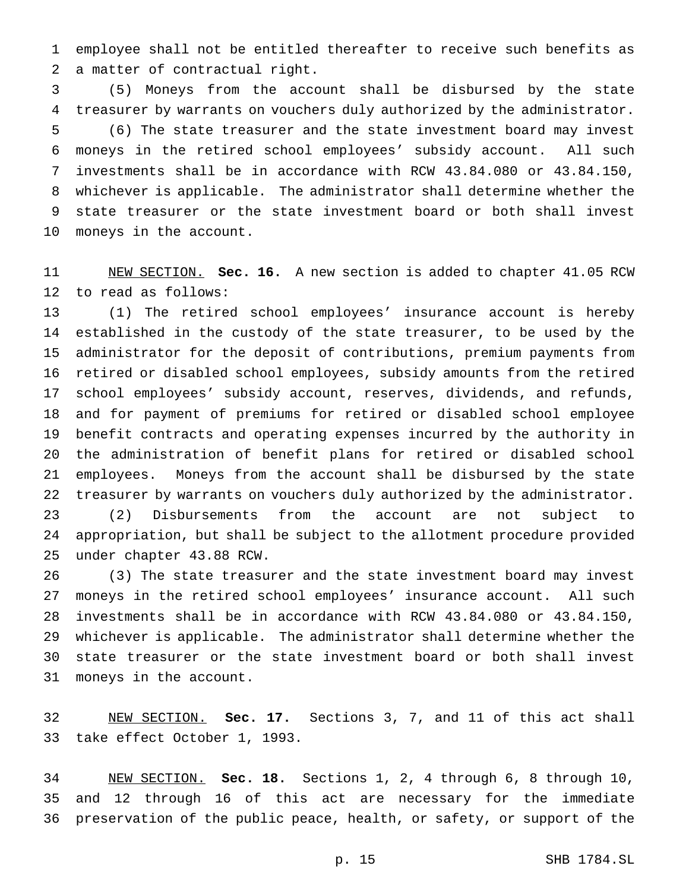employee shall not be entitled thereafter to receive such benefits as a matter of contractual right.

(5) Moneys from the account shall be disbursed by the state treasurer by warrants on vouchers duly authorized by the administrator.

(6) The state treasurer and the state investment board may invest moneys in the retired school employees' subsidy account. All such investments shall be in accordance with RCW 43.84.080 or 43.84.150, whichever is applicable. The administrator shall determine whether the state treasurer or the state investment board or both shall invest moneys in the account.

NEW SECTION. **Sec. 16.** A new section is added to chapter 41.05 RCW to read as follows:

(1) The retired school employees' insurance account is hereby established in the custody of the state treasurer, to be used by the administrator for the deposit of contributions, premium payments from retired or disabled school employees, subsidy amounts from the retired school employees' subsidy account, reserves, dividends, and refunds, and for payment of premiums for retired or disabled school employee benefit contracts and operating expenses incurred by the authority in the administration of benefit plans for retired or disabled school employees. Moneys from the account shall be disbursed by the state treasurer by warrants on vouchers duly authorized by the administrator.

(2) Disbursements from the account are not subject to appropriation, but shall be subject to the allotment procedure provided under chapter 43.88 RCW.

(3) The state treasurer and the state investment board may invest moneys in the retired school employees' insurance account. All such investments shall be in accordance with RCW 43.84.080 or 43.84.150, whichever is applicable. The administrator shall determine whether the state treasurer or the state investment board or both shall invest moneys in the account.

NEW SECTION. **Sec. 17.** Sections 3, 7, and 11 of this act shall take effect October 1, 1993.

NEW SECTION. **Sec. 18.** Sections 1, 2, 4 through 6, 8 through 10, and 12 through 16 of this act are necessary for the immediate preservation of the public peace, health, or safety, or support of the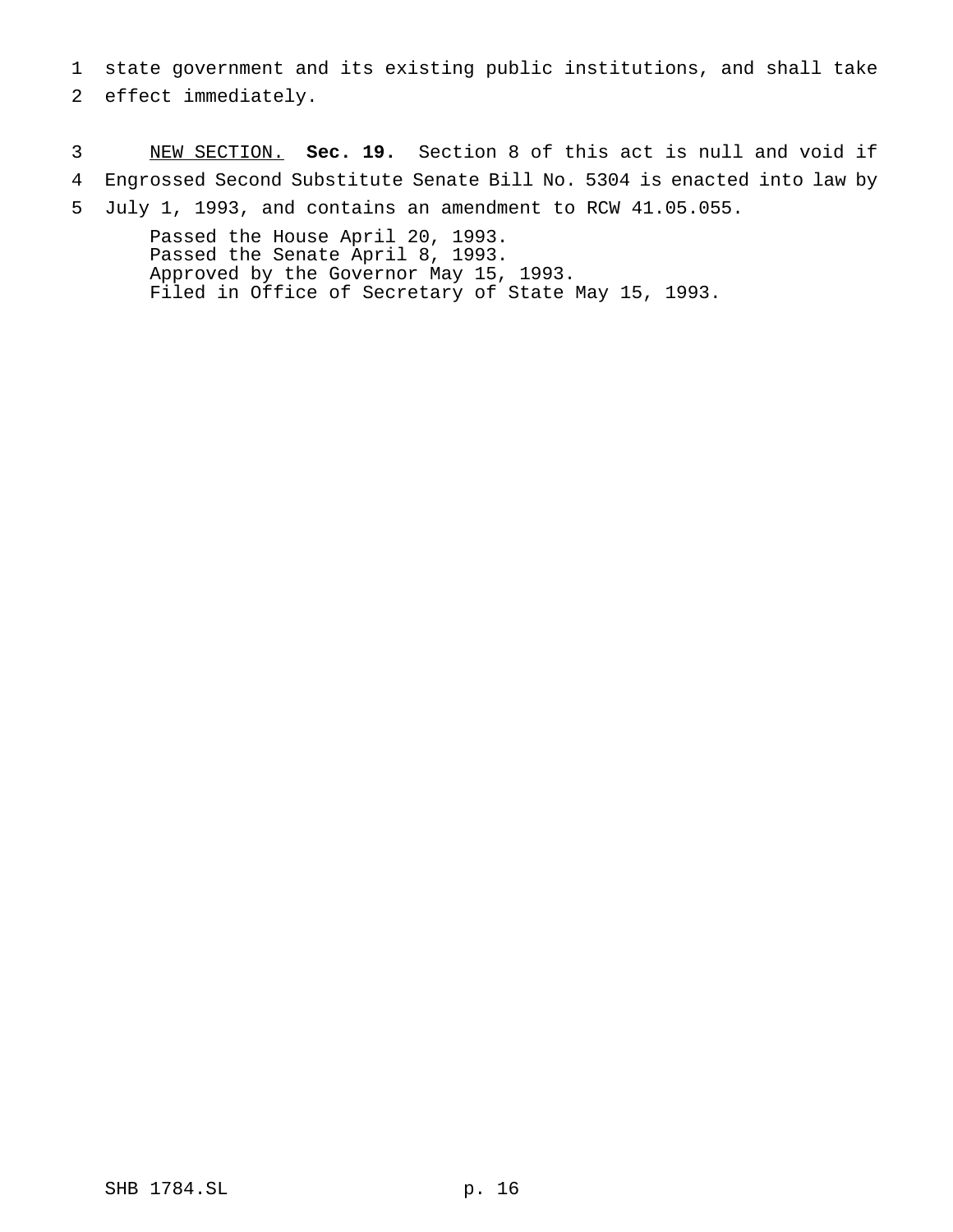state government and its existing public institutions, and shall take effect immediately.

NEW SECTION. **Sec. 19.** Section 8 of this act is null and void if Engrossed Second Substitute Senate Bill No. 5304 is enacted into law by July 1, 1993, and contains an amendment to RCW 41.05.055.

Passed the House April 20, 1993.
Passed the Senate April 8, 1993.
Approved by the Governor May 15, 1993.
Filed in Office of Secretary of State May 15, 1993.